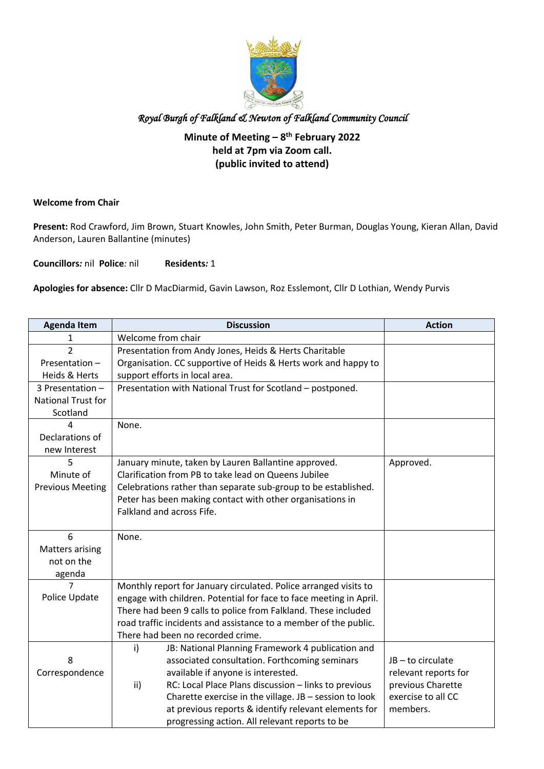*Royal Burgh of Falkland & Newton of Falkland Community Council*

**Minute of Meeting – 8th February 2022**
**held at 7pm via Zoom call.**
**(public invited to attend)**

**Welcome from Chair**

**Present:** Rod Crawford, Jim Brown, Stuart Knowles, John Smith, Peter Burman, Douglas Young, Kieran Allan, David Anderson, Lauren Ballantine (minutes)

**Councillors:** nil **Police:** nil **Residents:** 1

**Apologies for absence:** Cllr D MacDiarmid, Gavin Lawson, Roz Esslemont, Cllr D Lothian, Wendy Purvis

| Agenda Item | Discussion | Action |
|---|---|---|
| 1 | Welcome from chair | |
| 2 Presentation – Heids & Herts | Presentation from Andy Jones, Heids & Herts Charitable Organisation. CC supportive of Heids & Herts work and happy to support efforts in local area. | |
| 3 Presentation – National Trust for Scotland | Presentation with National Trust for Scotland – postponed. | |
| 4 Declarations of new Interest | None. | |
| 5 Minute of Previous Meeting | January minute, taken by Lauren Ballantine approved. Clarification from PB to take lead on Queens Jubilee Celebrations rather than separate sub-group to be established. Peter has been making contact with other organisations in Falkland and across Fife. | Approved. |
| 6 Matters arising not on the agenda | None. | |
| 7 Police Update | Monthly report for January circulated. Police arranged visits to engage with children. Potential for face to face meeting in April. There had been 9 calls to police from Falkland. These included road traffic incidents and assistance to a member of the public. There had been no recorded crime. | |
| 8 Correspondence | i) JB: National Planning Framework 4 publication and associated consultation. Forthcoming seminars available if anyone is interested.<br>ii) RC: Local Place Plans discussion – links to previous Charette exercise in the village. JB – session to look at previous reports & identify relevant elements for progressing action. All relevant reports to be | JB – to circulate relevant reports for previous Charette exercise to all CC members. |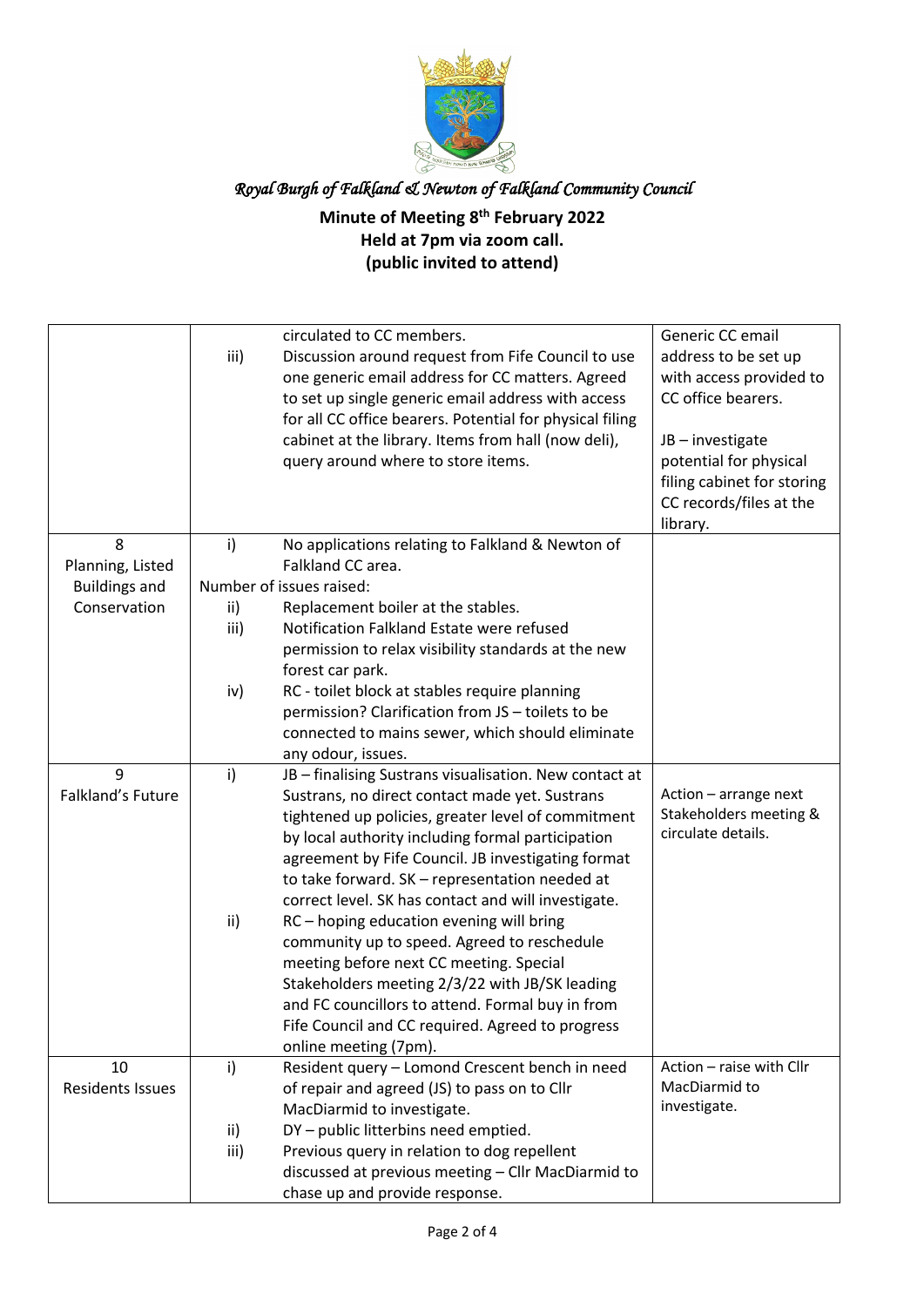*Royal Burgh of Falkland & Newton of Falkland Community Council*

**Minute of Meeting 8th February 2022**
**Held at 7pm via zoom call.**
**(public invited to attend)**

| | | | |
|---|---|---|---|
| | | circulated to CC members. | |
| | iii) | Discussion around request from Fife Council to use one generic email address for CC matters. Agreed to set up single generic email address with access for all CC office bearers. Potential for physical filing cabinet at the library. Items from hall (now deli), query around where to store items. | Generic CC email address to be set up with access provided to CC office bearers. JB – investigate potential for physical filing cabinet for storing CC records/files at the library. |
| 8 Planning, Listed Buildings and Conservation | i) | No applications relating to Falkland & Newton of Falkland CC area. | |
| | | Number of issues raised: | |
| | ii) | Replacement boiler at the stables. | |
| | iii) | Notification Falkland Estate were refused permission to relax visibility standards at the new forest car park. | |
| | iv) | RC - toilet block at stables require planning permission? Clarification from JS – toilets to be connected to mains sewer, which should eliminate any odour, issues. | |
| 9 Falkland's Future | i) | JB – finalising Sustrans visualisation. New contact at Sustrans, no direct contact made yet. Sustrans tightened up policies, greater level of commitment by local authority including formal participation agreement by Fife Council. JB investigating format to take forward. SK – representation needed at correct level. SK has contact and will investigate. | Action – arrange next Stakeholders meeting & circulate details. |
| | ii) | RC – hoping education evening will bring community up to speed. Agreed to reschedule meeting before next CC meeting. Special Stakeholders meeting 2/3/22 with JB/SK leading and FC councillors to attend. Formal buy in from Fife Council and CC required. Agreed to progress online meeting (7pm). | |
| 10 Residents Issues | i) | Resident query – Lomond Crescent bench in need of repair and agreed (JS) to pass on to Cllr MacDiarmid to investigate. | Action – raise with Cllr MacDiarmid to investigate. |
| | ii) | DY – public litterbins need emptied. | |
| | iii) | Previous query in relation to dog repellent discussed at previous meeting – Cllr MacDiarmid to chase up and provide response. | |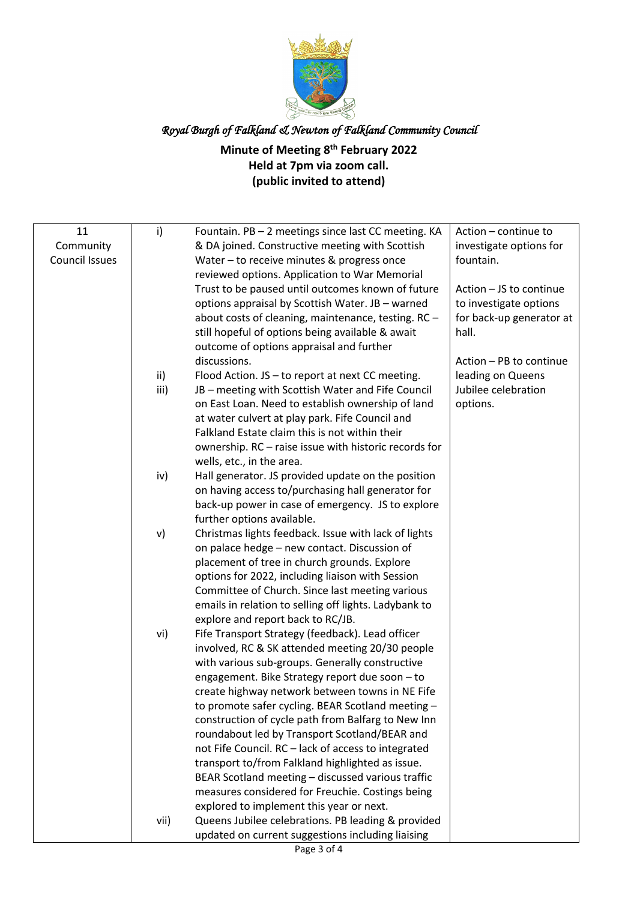*Royal Burgh of Falkland & Newton of Falkland Community Council*

**Minute of Meeting 8th February 2022**
**Held at 7pm via zoom call.**
**(public invited to attend)**

| | | | |
|---|---|---|---|
| 11 Community Council Issues | i) | Fountain. PB – 2 meetings since last CC meeting. KA & DA joined. Constructive meeting with Scottish Water – to receive minutes & progress once reviewed options. Application to War Memorial Trust to be paused until outcomes known of future options appraisal by Scottish Water. JB – warned about costs of cleaning, maintenance, testing. RC – still hopeful of options being available & await outcome of options appraisal and further discussions. | Action – continue to investigate options for fountain. |
| | ii) | Flood Action. JS – to report at next CC meeting. | Action – JS to continue to investigate options for back-up generator at hall. |
| | iii) | JB – meeting with Scottish Water and Fife Council on East Loan. Need to establish ownership of land at water culvert at play park. Fife Council and Falkland Estate claim this is not within their ownership. RC – raise issue with historic records for wells, etc., in the area. | Action – PB to continue leading on Queens Jubilee celebration options. |
| | iv) | Hall generator. JS provided update on the position on having access to/purchasing hall generator for back-up power in case of emergency. JS to explore further options available. | |
| | v) | Christmas lights feedback. Issue with lack of lights on palace hedge – new contact. Discussion of placement of tree in church grounds. Explore options for 2022, including liaison with Session Committee of Church. Since last meeting various emails in relation to selling off lights. Ladybank to explore and report back to RC/JB. | |
| | vi) | Fife Transport Strategy (feedback). Lead officer involved, RC & SK attended meeting 20/30 people with various sub-groups. Generally constructive engagement. Bike Strategy report due soon – to create highway network between towns in NE Fife to promote safer cycling. BEAR Scotland meeting – construction of cycle path from Balfarg to New Inn roundabout led by Transport Scotland/BEAR and not Fife Council. RC – lack of access to integrated transport to/from Falkland highlighted as issue. BEAR Scotland meeting – discussed various traffic measures considered for Freuchie. Costings being explored to implement this year or next. | |
| | vii) | Queens Jubilee celebrations. PB leading & provided updated on current suggestions including liaising | |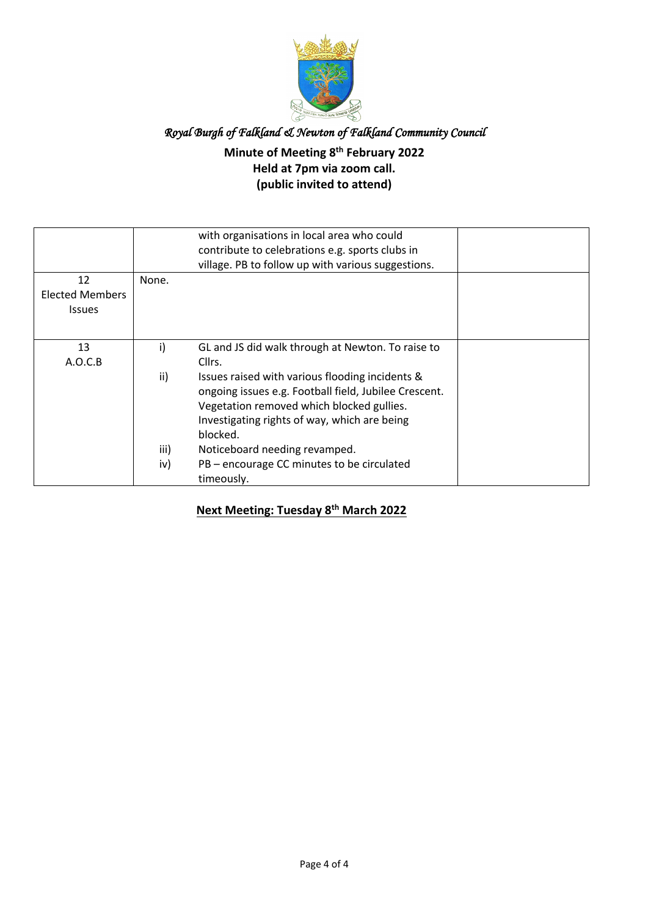*Royal Burgh of Falkland & Newton of Falkland Community Council*

**Minute of Meeting 8th February 2022**
**Held at 7pm via zoom call.**
**(public invited to attend)**

| | | | |
|---|---|---|---|
| | | with organisations in local area who could contribute to celebrations e.g. sports clubs in village. PB to follow up with various suggestions. | |
| 12<br>Elected Members Issues | None. | | |
| 13<br>A.O.C.B | i)<br><br>ii)<br><br><br><br><br>iii)<br>iv) | GL and JS did walk through at Newton. To raise to Cllrs.<br>Issues raised with various flooding incidents & ongoing issues e.g. Football field, Jubilee Crescent. Vegetation removed which blocked gullies. Investigating rights of way, which are being blocked.<br>Noticeboard needing revamped.<br>PB – encourage CC minutes to be circulated timeously. | |

**Next Meeting: Tuesday 8th March 2022**